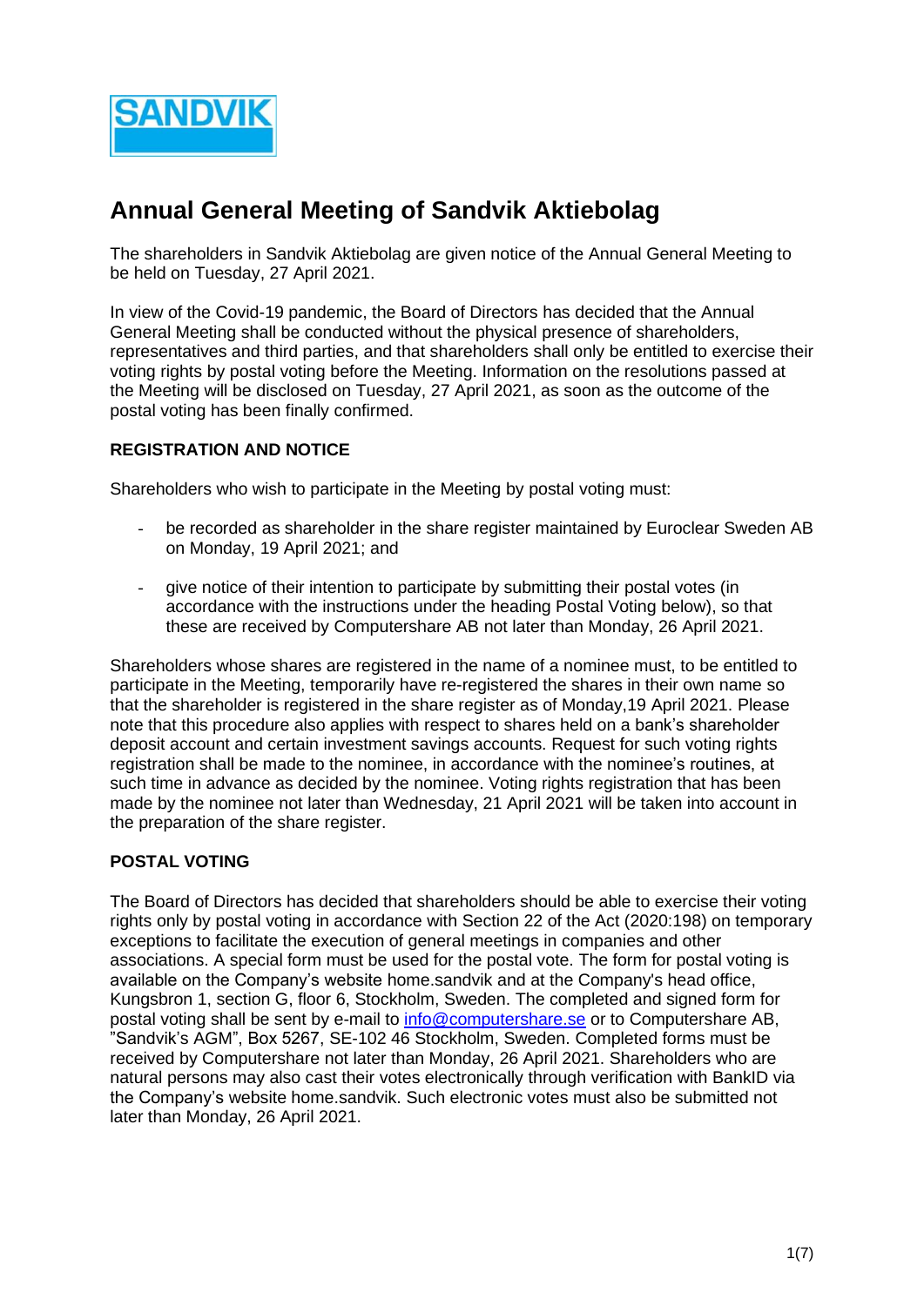# Annual General Meeting of Sandvik Aktiebolag

The shareholders in Sandvik Aktiebolag are given notice of the Annual General Meeting to be held on Tuesday, 27 April 2021.

In view of the Covid-19 pandemic, the Board of Directors has decided that the Annual General Meeting shall be conducted without the physical presence of shareholders, representatives and third parties, and that shareholders shall only be entitled to exercise their voting rights by postal voting before the Meeting. Information on the resolutions passed at the Meeting will be disclosed on Tuesday, 27 April 2021, as soon as the outcome of the postal voting has been finally confirmed.

## REGISTRATION AND NOTICE

Shareholders who wish to participate in the Meeting by postal voting must:

- be recorded as shareholder in the share register maintained by Euroclear Sweden AB on Monday, 19 April 2021; and
- give notice of their intention to participate by submitting their postal votes (in accordance with the instructions under the heading Postal Voting below), so that these are received by Computershare AB not later than Monday, 26 April 2021.

Shareholders whose shares are registered in the name of a nominee must, to be entitled to participate in the Meeting, temporarily have re-registered the shares in their own name so that the shareholder is registered in the share register as of Monday,19 April 2021. Please note that this procedure also applies with respect to shares held on a bank's shareholder deposit account and certain investment savings accounts. Request for such voting rights registration shall be made to the nominee, in accordance with the nominee's routines, at such time in advance as decided by the nominee. Voting rights registration that has been made by the nominee not later than Wednesday, 21 April 2021 will be taken into account in the preparation of the share register.

## POSTAL VOTING

The Board of Directors has decided that shareholders should be able to exercise their voting rights only by postal voting in accordance with Section 22 of the Act (2020:198) on temporary exceptions to facilitate the execution of general meetings in companies and other associations. A special form must be used for the postal vote. The form for postal voting is available on the Company's website home.sandvik and at the Company's head office, Kungsbron 1, section G, floor 6, Stockholm, Sweden. The completed and signed form for postal voting shall be sent by e-mail to info@computershare.se or to Computershare AB, "Sandvik's AGM", Box 5267, SE-102 46 Stockholm, Sweden. Completed forms must be received by Computershare not later than Monday, 26 April 2021. Shareholders who are natural persons may also cast their votes electronically through verification with BankID via the Company's website home.sandvik. Such electronic votes must also be submitted not later than Monday, 26 April 2021.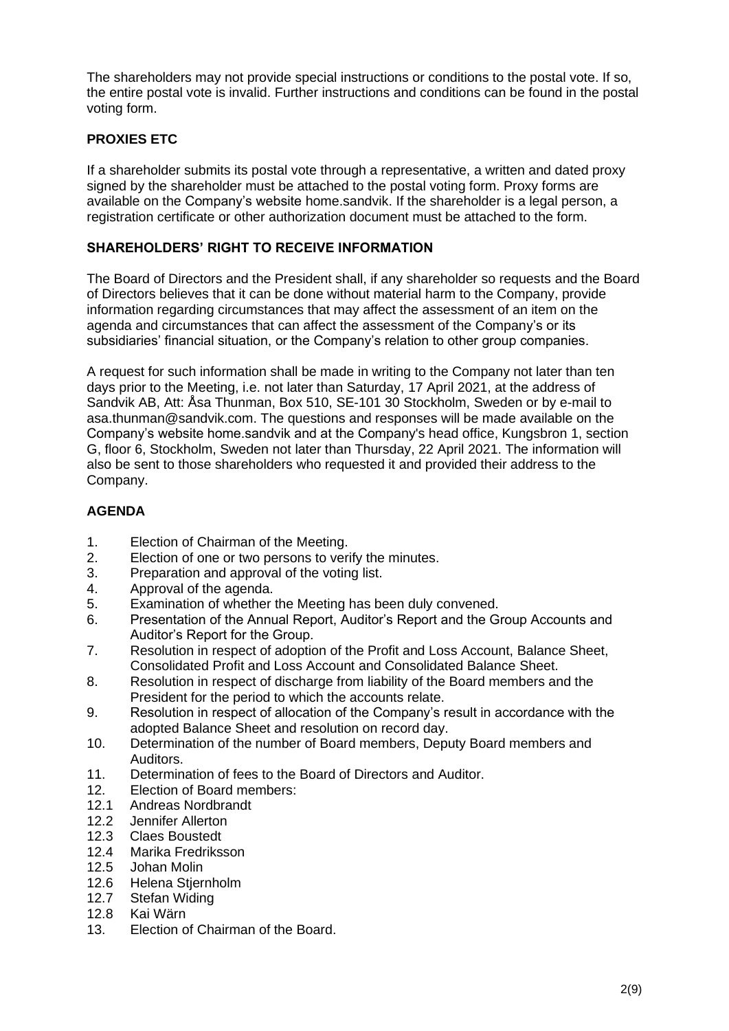The shareholders may not provide special instructions or conditions to the postal vote. If so, the entire postal vote is invalid. Further instructions and conditions can be found in the postal voting form.

**PROXIES ETC**

If a shareholder submits its postal vote through a representative, a written and dated proxy signed by the shareholder must be attached to the postal voting form. Proxy forms are available on the Company's website home.sandvik. If the shareholder is a legal person, a registration certificate or other authorization document must be attached to the form.

**SHAREHOLDERS' RIGHT TO RECEIVE INFORMATION**

The Board of Directors and the President shall, if any shareholder so requests and the Board of Directors believes that it can be done without material harm to the Company, provide information regarding circumstances that may affect the assessment of an item on the agenda and circumstances that can affect the assessment of the Company's or its subsidiaries' financial situation, or the Company's relation to other group companies.

A request for such information shall be made in writing to the Company not later than ten days prior to the Meeting, i.e. not later than Saturday, 17 April 2021, at the address of Sandvik AB, Att: Åsa Thunman, Box 510, SE-101 30 Stockholm, Sweden or by e-mail to asa.thunman@sandvik.com. The questions and responses will be made available on the Company's website home.sandvik and at the Company's head office, Kungsbron 1, section G, floor 6, Stockholm, Sweden not later than Thursday, 22 April 2021. The information will also be sent to those shareholders who requested it and provided their address to the Company.

**AGENDA**

1. Election of Chairman of the Meeting.
2. Election of one or two persons to verify the minutes.
3. Preparation and approval of the voting list.
4. Approval of the agenda.
5. Examination of whether the Meeting has been duly convened.
6. Presentation of the Annual Report, Auditor's Report and the Group Accounts and Auditor's Report for the Group.
7. Resolution in respect of adoption of the Profit and Loss Account, Balance Sheet, Consolidated Profit and Loss Account and Consolidated Balance Sheet.
8. Resolution in respect of discharge from liability of the Board members and the President for the period to which the accounts relate.
9. Resolution in respect of allocation of the Company's result in accordance with the adopted Balance Sheet and resolution on record day.
10. Determination of the number of Board members, Deputy Board members and Auditors.
11. Determination of fees to the Board of Directors and Auditor.
12. Election of Board members:

12.1 Andreas Nordbrandt
12.2 Jennifer Allerton
12.3 Claes Boustedt
12.4 Marika Fredriksson
12.5 Johan Molin
12.6 Helena Stjernholm
12.7 Stefan Widing
12.8 Kai Wärn

13. Election of Chairman of the Board.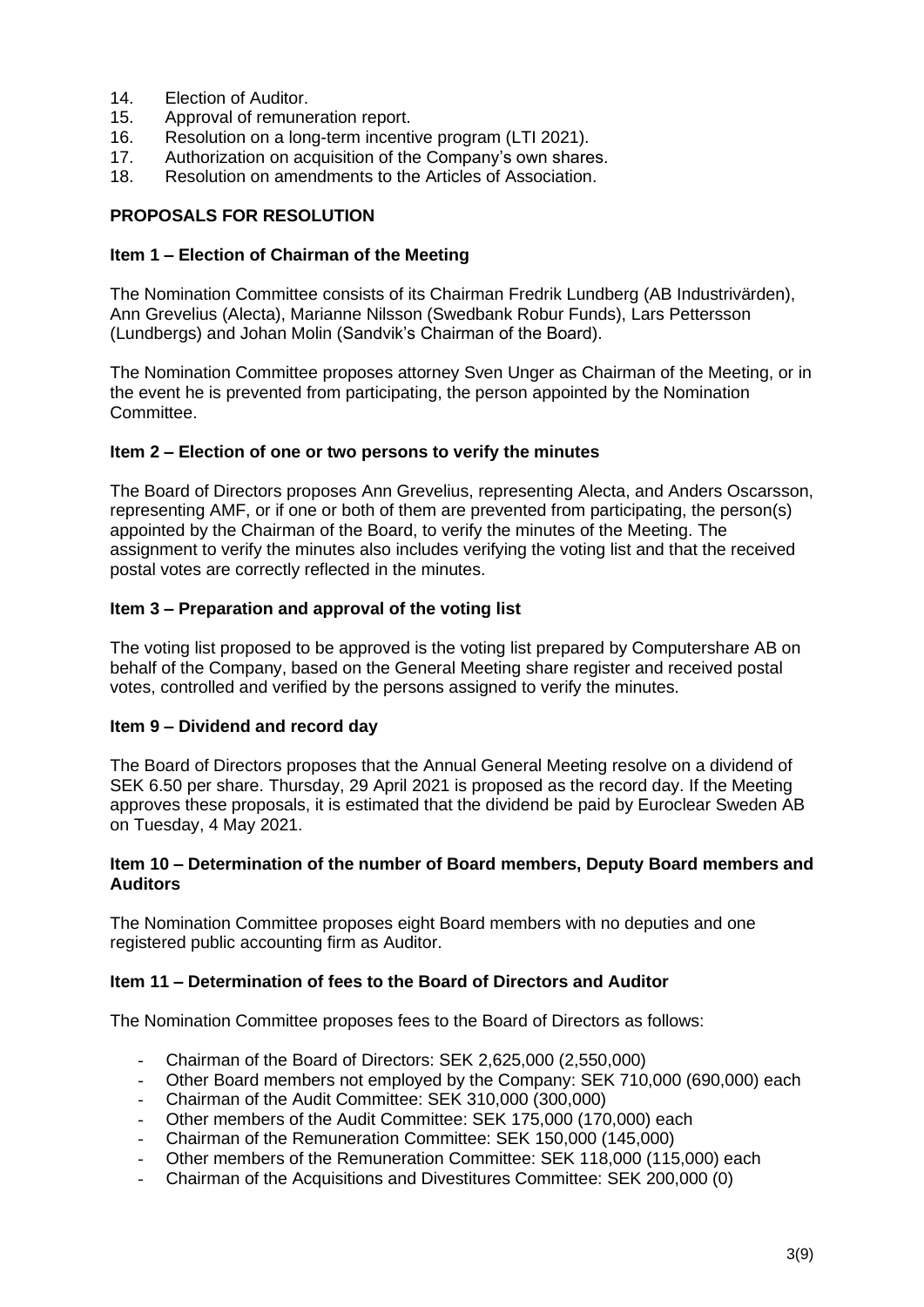14. Election of Auditor.
15. Approval of remuneration report.
16. Resolution on a long-term incentive program (LTI 2021).
17. Authorization on acquisition of the Company's own shares.
18. Resolution on amendments to the Articles of Association.

## PROPOSALS FOR RESOLUTION

### Item 1 – Election of Chairman of the Meeting

The Nomination Committee consists of its Chairman Fredrik Lundberg (AB Industrivärden), Ann Grevelius (Alecta), Marianne Nilsson (Swedbank Robur Funds), Lars Pettersson (Lundbergs) and Johan Molin (Sandvik's Chairman of the Board).

The Nomination Committee proposes attorney Sven Unger as Chairman of the Meeting, or in the event he is prevented from participating, the person appointed by the Nomination Committee.

### Item 2 – Election of one or two persons to verify the minutes

The Board of Directors proposes Ann Grevelius, representing Alecta, and Anders Oscarsson, representing AMF, or if one or both of them are prevented from participating, the person(s) appointed by the Chairman of the Board, to verify the minutes of the Meeting. The assignment to verify the minutes also includes verifying the voting list and that the received postal votes are correctly reflected in the minutes.

### Item 3 – Preparation and approval of the voting list

The voting list proposed to be approved is the voting list prepared by Computershare AB on behalf of the Company, based on the General Meeting share register and received postal votes, controlled and verified by the persons assigned to verify the minutes.

### Item 9 – Dividend and record day

The Board of Directors proposes that the Annual General Meeting resolve on a dividend of SEK 6.50 per share. Thursday, 29 April 2021 is proposed as the record day. If the Meeting approves these proposals, it is estimated that the dividend be paid by Euroclear Sweden AB on Tuesday, 4 May 2021.

### Item 10 – Determination of the number of Board members, Deputy Board members and Auditors

The Nomination Committee proposes eight Board members with no deputies and one registered public accounting firm as Auditor.

### Item 11 – Determination of fees to the Board of Directors and Auditor

The Nomination Committee proposes fees to the Board of Directors as follows:

- Chairman of the Board of Directors: SEK 2,625,000 (2,550,000)
- Other Board members not employed by the Company: SEK 710,000 (690,000) each
- Chairman of the Audit Committee: SEK 310,000 (300,000)
- Other members of the Audit Committee: SEK 175,000 (170,000) each
- Chairman of the Remuneration Committee: SEK 150,000 (145,000)
- Other members of the Remuneration Committee: SEK 118,000 (115,000) each
- Chairman of the Acquisitions and Divestitures Committee: SEK 200,000 (0)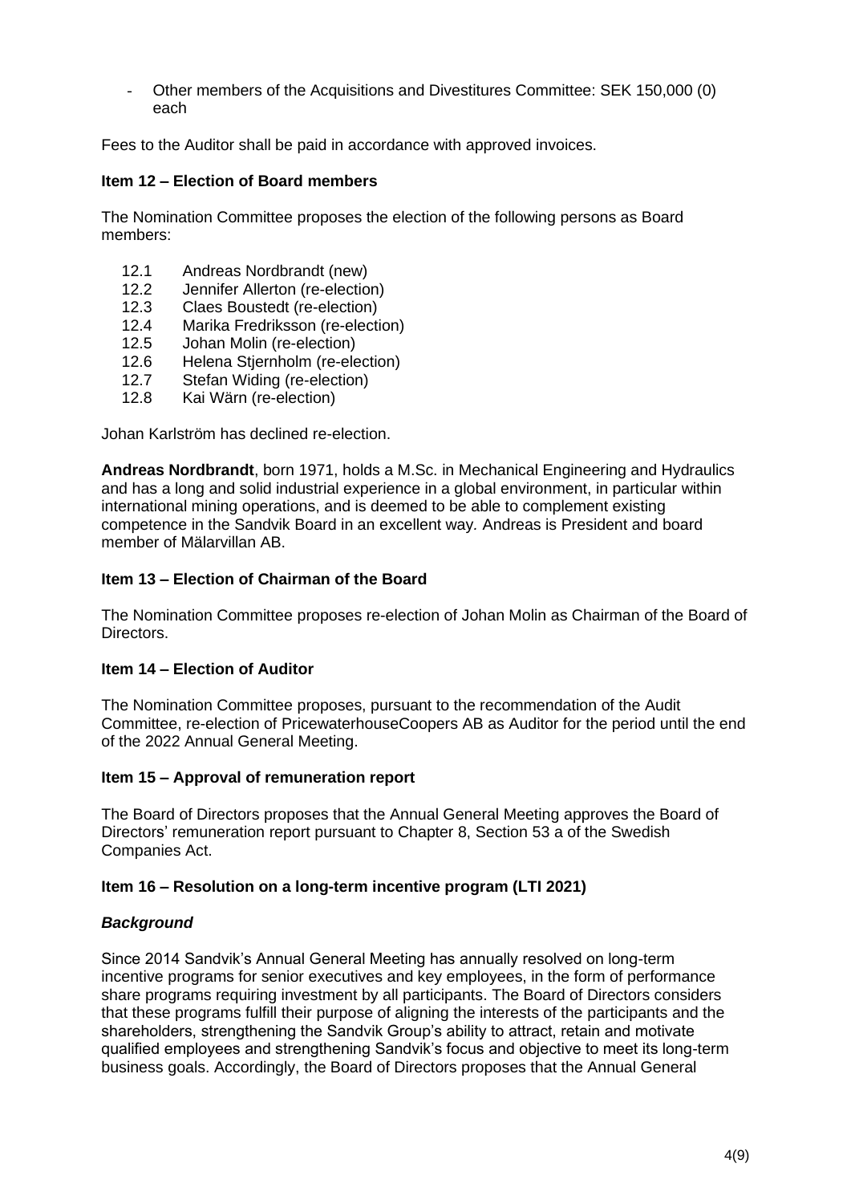- Other members of the Acquisitions and Divestitures Committee: SEK 150,000 (0) each

Fees to the Auditor shall be paid in accordance with approved invoices.

**Item 12 – Election of Board members**

The Nomination Committee proposes the election of the following persons as Board members:

12.1 Andreas Nordbrandt (new)
12.2 Jennifer Allerton (re-election)
12.3 Claes Boustedt (re-election)
12.4 Marika Fredriksson (re-election)
12.5 Johan Molin (re-election)
12.6 Helena Stjernholm (re-election)
12.7 Stefan Widing (re-election)
12.8 Kai Wärn (re-election)

Johan Karlström has declined re-election.

**Andreas Nordbrandt**, born 1971, holds a M.Sc. in Mechanical Engineering and Hydraulics and has a long and solid industrial experience in a global environment, in particular within international mining operations, and is deemed to be able to complement existing competence in the Sandvik Board in an excellent way. Andreas is President and board member of Mälarvillan AB.

**Item 13 – Election of Chairman of the Board**

The Nomination Committee proposes re-election of Johan Molin as Chairman of the Board of Directors.

**Item 14 – Election of Auditor**

The Nomination Committee proposes, pursuant to the recommendation of the Audit Committee, re-election of PricewaterhouseCoopers AB as Auditor for the period until the end of the 2022 Annual General Meeting.

**Item 15 – Approval of remuneration report**

The Board of Directors proposes that the Annual General Meeting approves the Board of Directors' remuneration report pursuant to Chapter 8, Section 53 a of the Swedish Companies Act.

**Item 16 – Resolution on a long-term incentive program (LTI 2021)**

***Background***

Since 2014 Sandvik's Annual General Meeting has annually resolved on long-term incentive programs for senior executives and key employees, in the form of performance share programs requiring investment by all participants. The Board of Directors considers that these programs fulfill their purpose of aligning the interests of the participants and the shareholders, strengthening the Sandvik Group's ability to attract, retain and motivate qualified employees and strengthening Sandvik's focus and objective to meet its long-term business goals. Accordingly, the Board of Directors proposes that the Annual General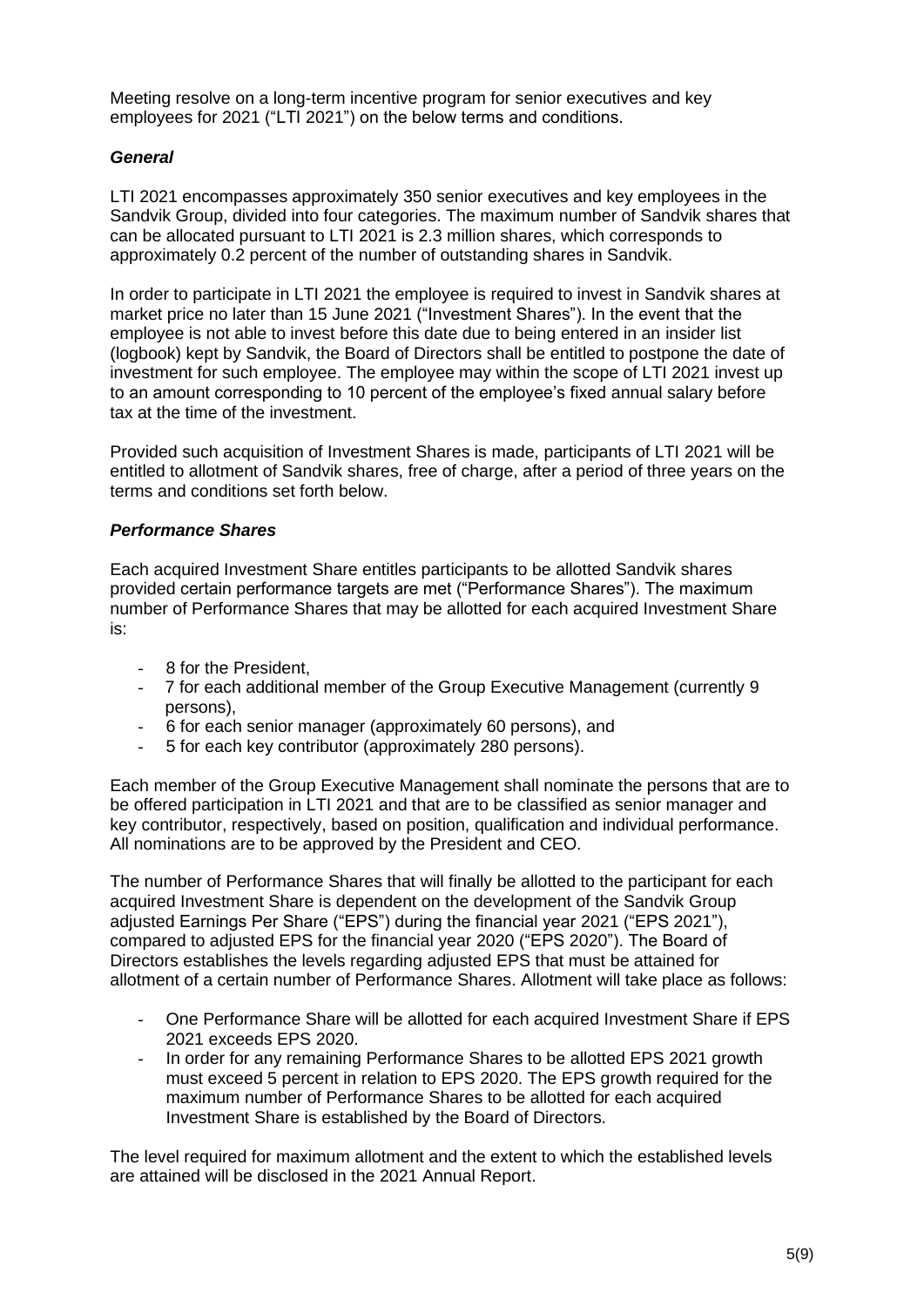Meeting resolve on a long-term incentive program for senior executives and key employees for 2021 ("LTI 2021") on the below terms and conditions.

### *General*

LTI 2021 encompasses approximately 350 senior executives and key employees in the Sandvik Group, divided into four categories. The maximum number of Sandvik shares that can be allocated pursuant to LTI 2021 is 2.3 million shares, which corresponds to approximately 0.2 percent of the number of outstanding shares in Sandvik.

In order to participate in LTI 2021 the employee is required to invest in Sandvik shares at market price no later than 15 June 2021 ("Investment Shares"). In the event that the employee is not able to invest before this date due to being entered in an insider list (logbook) kept by Sandvik, the Board of Directors shall be entitled to postpone the date of investment for such employee. The employee may within the scope of LTI 2021 invest up to an amount corresponding to 10 percent of the employee's fixed annual salary before tax at the time of the investment.

Provided such acquisition of Investment Shares is made, participants of LTI 2021 will be entitled to allotment of Sandvik shares, free of charge, after a period of three years on the terms and conditions set forth below.

### *Performance Shares*

Each acquired Investment Share entitles participants to be allotted Sandvik shares provided certain performance targets are met ("Performance Shares"). The maximum number of Performance Shares that may be allotted for each acquired Investment Share is:

- 8 for the President,
- 7 for each additional member of the Group Executive Management (currently 9 persons),
- 6 for each senior manager (approximately 60 persons), and
- 5 for each key contributor (approximately 280 persons).

Each member of the Group Executive Management shall nominate the persons that are to be offered participation in LTI 2021 and that are to be classified as senior manager and key contributor, respectively, based on position, qualification and individual performance. All nominations are to be approved by the President and CEO.

The number of Performance Shares that will finally be allotted to the participant for each acquired Investment Share is dependent on the development of the Sandvik Group adjusted Earnings Per Share ("EPS") during the financial year 2021 ("EPS 2021"), compared to adjusted EPS for the financial year 2020 ("EPS 2020"). The Board of Directors establishes the levels regarding adjusted EPS that must be attained for allotment of a certain number of Performance Shares. Allotment will take place as follows:

- One Performance Share will be allotted for each acquired Investment Share if EPS 2021 exceeds EPS 2020.
- In order for any remaining Performance Shares to be allotted EPS 2021 growth must exceed 5 percent in relation to EPS 2020. The EPS growth required for the maximum number of Performance Shares to be allotted for each acquired Investment Share is established by the Board of Directors.

The level required for maximum allotment and the extent to which the established levels are attained will be disclosed in the 2021 Annual Report.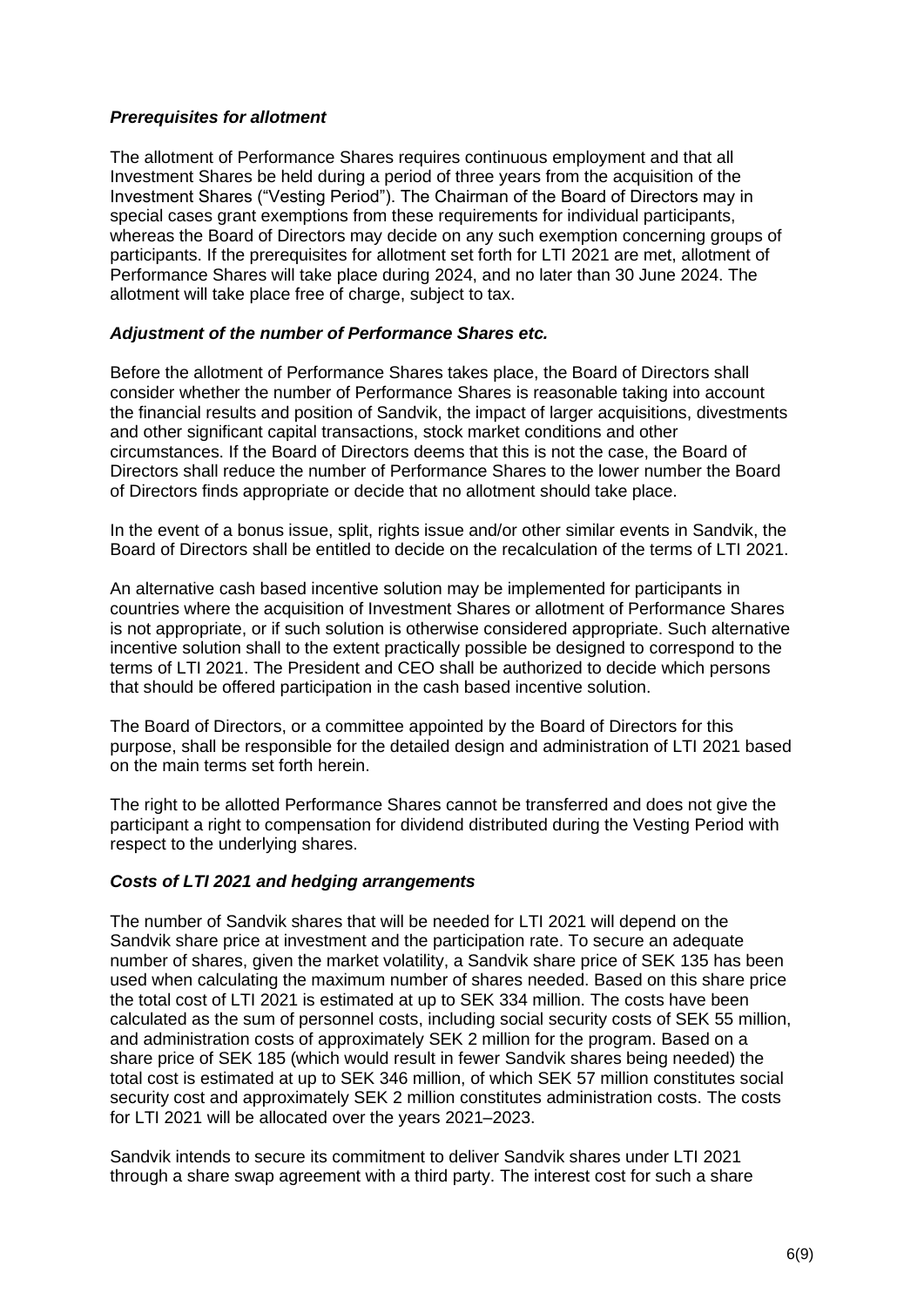***Prerequisites for allotment***

The allotment of Performance Shares requires continuous employment and that all Investment Shares be held during a period of three years from the acquisition of the Investment Shares ("Vesting Period"). The Chairman of the Board of Directors may in special cases grant exemptions from these requirements for individual participants, whereas the Board of Directors may decide on any such exemption concerning groups of participants. If the prerequisites for allotment set forth for LTI 2021 are met, allotment of Performance Shares will take place during 2024, and no later than 30 June 2024. The allotment will take place free of charge, subject to tax.

***Adjustment of the number of Performance Shares etc.***

Before the allotment of Performance Shares takes place, the Board of Directors shall consider whether the number of Performance Shares is reasonable taking into account the financial results and position of Sandvik, the impact of larger acquisitions, divestments and other significant capital transactions, stock market conditions and other circumstances. If the Board of Directors deems that this is not the case, the Board of Directors shall reduce the number of Performance Shares to the lower number the Board of Directors finds appropriate or decide that no allotment should take place.

In the event of a bonus issue, split, rights issue and/or other similar events in Sandvik, the Board of Directors shall be entitled to decide on the recalculation of the terms of LTI 2021.

An alternative cash based incentive solution may be implemented for participants in countries where the acquisition of Investment Shares or allotment of Performance Shares is not appropriate, or if such solution is otherwise considered appropriate. Such alternative incentive solution shall to the extent practically possible be designed to correspond to the terms of LTI 2021. The President and CEO shall be authorized to decide which persons that should be offered participation in the cash based incentive solution.

The Board of Directors, or a committee appointed by the Board of Directors for this purpose, shall be responsible for the detailed design and administration of LTI 2021 based on the main terms set forth herein.

The right to be allotted Performance Shares cannot be transferred and does not give the participant a right to compensation for dividend distributed during the Vesting Period with respect to the underlying shares.

***Costs of LTI 2021 and hedging arrangements***

The number of Sandvik shares that will be needed for LTI 2021 will depend on the Sandvik share price at investment and the participation rate. To secure an adequate number of shares, given the market volatility, a Sandvik share price of SEK 135 has been used when calculating the maximum number of shares needed. Based on this share price the total cost of LTI 2021 is estimated at up to SEK 334 million. The costs have been calculated as the sum of personnel costs, including social security costs of SEK 55 million, and administration costs of approximately SEK 2 million for the program. Based on a share price of SEK 185 (which would result in fewer Sandvik shares being needed) the total cost is estimated at up to SEK 346 million, of which SEK 57 million constitutes social security cost and approximately SEK 2 million constitutes administration costs. The costs for LTI 2021 will be allocated over the years 2021–2023.

Sandvik intends to secure its commitment to deliver Sandvik shares under LTI 2021 through a share swap agreement with a third party. The interest cost for such a share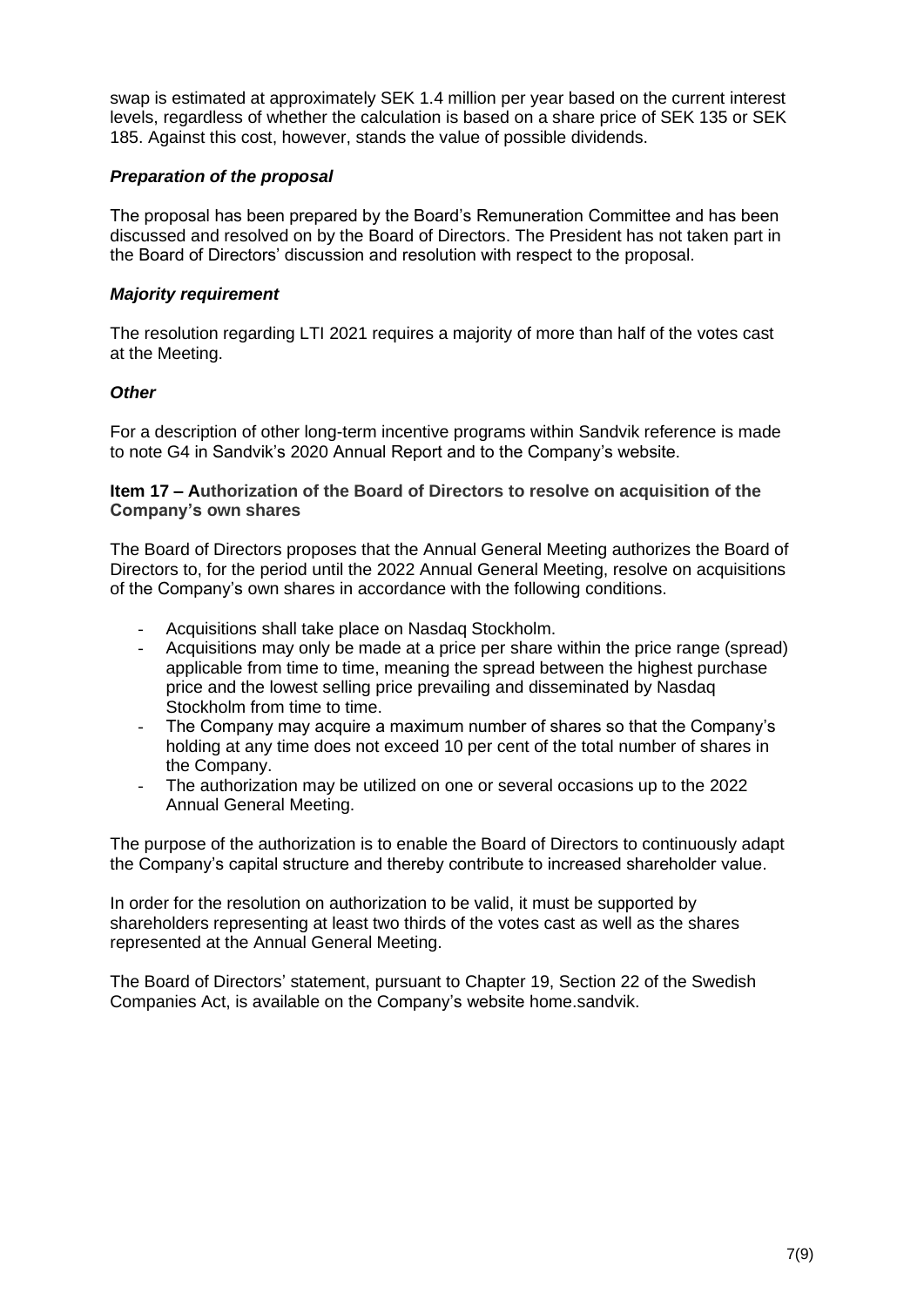swap is estimated at approximately SEK 1.4 million per year based on the current interest levels, regardless of whether the calculation is based on a share price of SEK 135 or SEK 185. Against this cost, however, stands the value of possible dividends.

***Preparation of the proposal***

The proposal has been prepared by the Board's Remuneration Committee and has been discussed and resolved on by the Board of Directors. The President has not taken part in the Board of Directors' discussion and resolution with respect to the proposal.

***Majority requirement***

The resolution regarding LTI 2021 requires a majority of more than half of the votes cast at the Meeting.

***Other***

For a description of other long-term incentive programs within Sandvik reference is made to note G4 in Sandvik's 2020 Annual Report and to the Company's website.

**Item 17 – Authorization of the Board of Directors to resolve on acquisition of the Company's own shares**

The Board of Directors proposes that the Annual General Meeting authorizes the Board of Directors to, for the period until the 2022 Annual General Meeting, resolve on acquisitions of the Company's own shares in accordance with the following conditions.

- Acquisitions shall take place on Nasdaq Stockholm.
- Acquisitions may only be made at a price per share within the price range (spread) applicable from time to time, meaning the spread between the highest purchase price and the lowest selling price prevailing and disseminated by Nasdaq Stockholm from time to time.
- The Company may acquire a maximum number of shares so that the Company's holding at any time does not exceed 10 per cent of the total number of shares in the Company.
- The authorization may be utilized on one or several occasions up to the 2022 Annual General Meeting.

The purpose of the authorization is to enable the Board of Directors to continuously adapt the Company's capital structure and thereby contribute to increased shareholder value.

In order for the resolution on authorization to be valid, it must be supported by shareholders representing at least two thirds of the votes cast as well as the shares represented at the Annual General Meeting.

The Board of Directors' statement, pursuant to Chapter 19, Section 22 of the Swedish Companies Act, is available on the Company's website home.sandvik.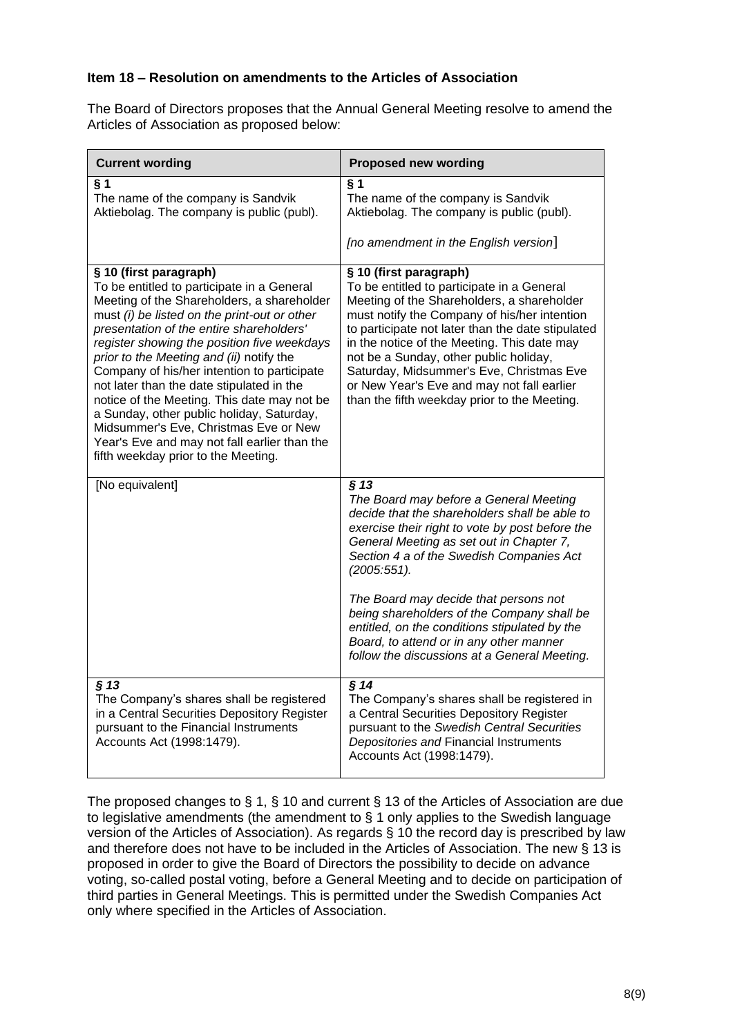**Item 18 – Resolution on amendments to the Articles of Association**

The Board of Directors proposes that the Annual General Meeting resolve to amend the Articles of Association as proposed below:

| Current wording | Proposed new wording |
|---|---|
| **§ 1**<br>The name of the company is Sandvik Aktiebolag. The company is public (publ). | **§ 1**<br>The name of the company is Sandvik Aktiebolag. The company is public (publ).<br><br>*[no amendment in the English version]* |
| **§ 10 (first paragraph)**<br>To be entitled to participate in a General Meeting of the Shareholders, a shareholder must *(i) be listed on the print-out or other presentation of the entire shareholders' register showing the position five weekdays prior to the Meeting and (ii)* notify the Company of his/her intention to participate not later than the date stipulated in the notice of the Meeting. This date may not be a Sunday, other public holiday, Saturday, Midsummer's Eve, Christmas Eve or New Year's Eve and may not fall earlier than the fifth weekday prior to the Meeting. | **§ 10 (first paragraph)**<br>To be entitled to participate in a General Meeting of the Shareholders, a shareholder must notify the Company of his/her intention to participate not later than the date stipulated in the notice of the Meeting. This date may not be a Sunday, other public holiday, Saturday, Midsummer's Eve, Christmas Eve or New Year's Eve and may not fall earlier than the fifth weekday prior to the Meeting. |
| [No equivalent] | ***§ 13***<br>*The Board may before a General Meeting decide that the shareholders shall be able to exercise their right to vote by post before the General Meeting as set out in Chapter 7, Section 4 a of the Swedish Companies Act (2005:551).*<br><br>*The Board may decide that persons not being shareholders of the Company shall be entitled, on the conditions stipulated by the Board, to attend or in any other manner follow the discussions at a General Meeting.* |
| ***§ 13***<br>The Company's shares shall be registered in a Central Securities Depository Register pursuant to the Financial Instruments Accounts Act (1998:1479). | ***§ 14***<br>The Company's shares shall be registered in a Central Securities Depository Register pursuant to the *Swedish Central Securities Depositories and* Financial Instruments Accounts Act (1998:1479). |

The proposed changes to § 1, § 10 and current § 13 of the Articles of Association are due to legislative amendments (the amendment to § 1 only applies to the Swedish language version of the Articles of Association). As regards § 10 the record day is prescribed by law and therefore does not have to be included in the Articles of Association. The new § 13 is proposed in order to give the Board of Directors the possibility to decide on advance voting, so-called postal voting, before a General Meeting and to decide on participation of third parties in General Meetings. This is permitted under the Swedish Companies Act only where specified in the Articles of Association.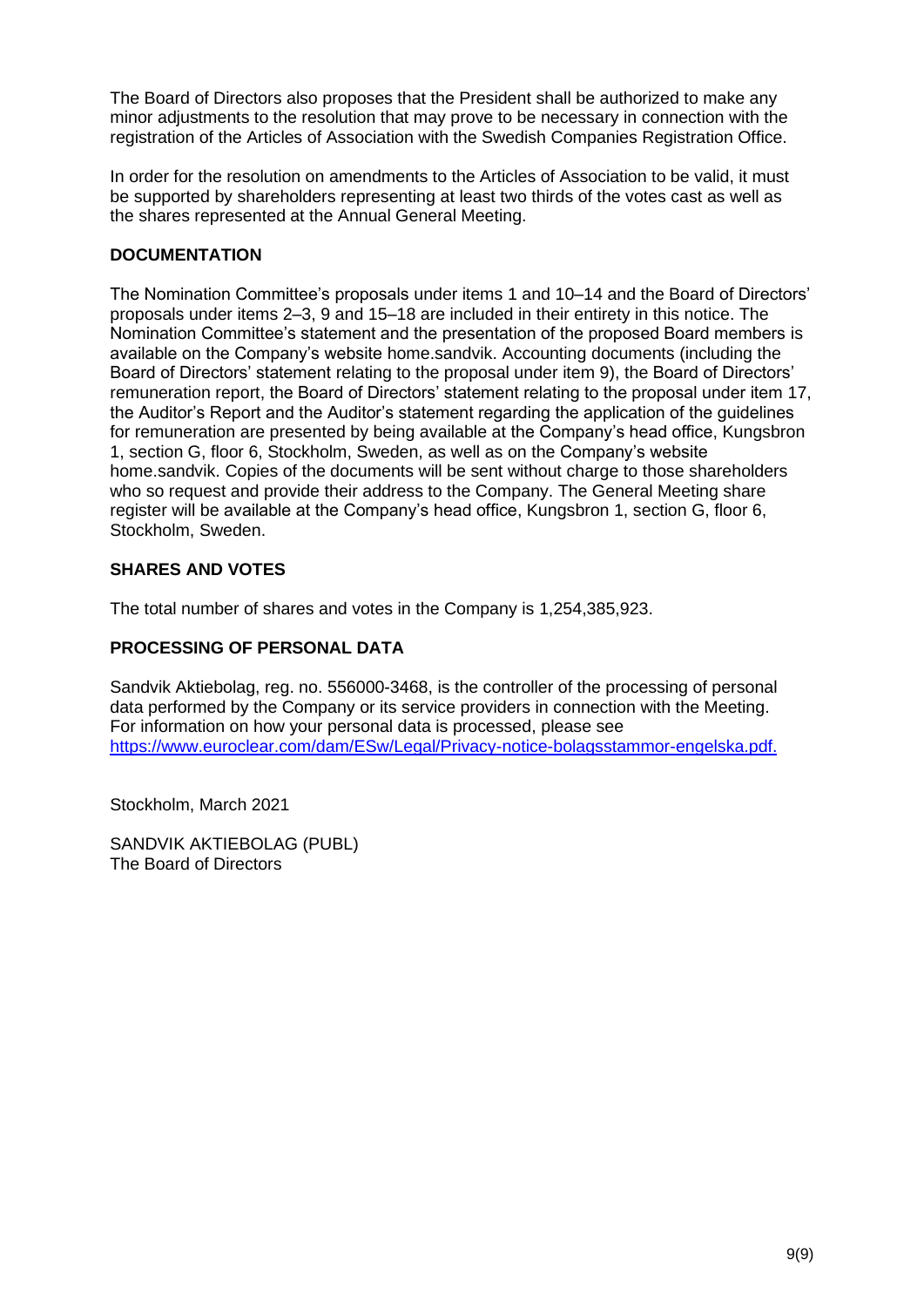The Board of Directors also proposes that the President shall be authorized to make any minor adjustments to the resolution that may prove to be necessary in connection with the registration of the Articles of Association with the Swedish Companies Registration Office.

In order for the resolution on amendments to the Articles of Association to be valid, it must be supported by shareholders representing at least two thirds of the votes cast as well as the shares represented at the Annual General Meeting.

**DOCUMENTATION**

The Nomination Committee's proposals under items 1 and 10–14 and the Board of Directors' proposals under items 2–3, 9 and 15–18 are included in their entirety in this notice. The Nomination Committee's statement and the presentation of the proposed Board members is available on the Company's website home.sandvik. Accounting documents (including the Board of Directors' statement relating to the proposal under item 9), the Board of Directors' remuneration report, the Board of Directors' statement relating to the proposal under item 17, the Auditor's Report and the Auditor's statement regarding the application of the guidelines for remuneration are presented by being available at the Company's head office, Kungsbron 1, section G, floor 6, Stockholm, Sweden, as well as on the Company's website home.sandvik. Copies of the documents will be sent without charge to those shareholders who so request and provide their address to the Company. The General Meeting share register will be available at the Company's head office, Kungsbron 1, section G, floor 6, Stockholm, Sweden.

**SHARES AND VOTES**

The total number of shares and votes in the Company is 1,254,385,923.

**PROCESSING OF PERSONAL DATA**

Sandvik Aktiebolag, reg. no. 556000-3468, is the controller of the processing of personal data performed by the Company or its service providers in connection with the Meeting. For information on how your personal data is processed, please see https://www.euroclear.com/dam/ESw/Legal/Privacy-notice-bolagsstammor-engelska.pdf.

Stockholm, March 2021

SANDVIK AKTIEBOLAG (PUBL)
The Board of Directors